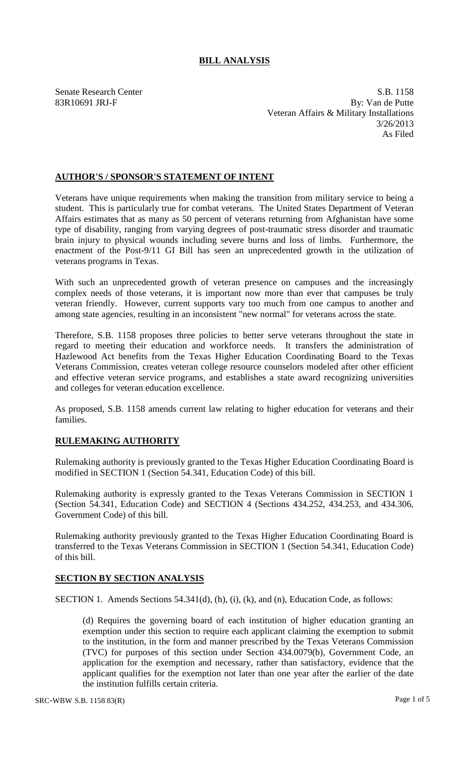# BILL ANALYSIS

Senate Research Center
83R10691 JRJ-F

S.B. 1158
By: Van de Putte
Veteran Affairs & Military Installations
3/26/2013
As Filed

## AUTHOR'S / SPONSOR'S STATEMENT OF INTENT

Veterans have unique requirements when making the transition from military service to being a student. This is particularly true for combat veterans. The United States Department of Veteran Affairs estimates that as many as 50 percent of veterans returning from Afghanistan have some type of disability, ranging from varying degrees of post-traumatic stress disorder and traumatic brain injury to physical wounds including severe burns and loss of limbs. Furthermore, the enactment of the Post-9/11 GI Bill has seen an unprecedented growth in the utilization of veterans programs in Texas.

With such an unprecedented growth of veteran presence on campuses and the increasingly complex needs of those veterans, it is important now more than ever that campuses be truly veteran friendly. However, current supports vary too much from one campus to another and among state agencies, resulting in an inconsistent "new normal" for veterans across the state.

Therefore, S.B. 1158 proposes three policies to better serve veterans throughout the state in regard to meeting their education and workforce needs. It transfers the administration of Hazlewood Act benefits from the Texas Higher Education Coordinating Board to the Texas Veterans Commission, creates veteran college resource counselors modeled after other efficient and effective veteran service programs, and establishes a state award recognizing universities and colleges for veteran education excellence.

As proposed, S.B. 1158 amends current law relating to higher education for veterans and their families.

## RULEMAKING AUTHORITY

Rulemaking authority is previously granted to the Texas Higher Education Coordinating Board is modified in SECTION 1 (Section 54.341, Education Code) of this bill.

Rulemaking authority is expressly granted to the Texas Veterans Commission in SECTION 1 (Section 54.341, Education Code) and SECTION 4 (Sections 434.252, 434.253, and 434.306, Government Code) of this bill.

Rulemaking authority previously granted to the Texas Higher Education Coordinating Board is transferred to the Texas Veterans Commission in SECTION 1 (Section 54.341, Education Code) of this bill.

## SECTION BY SECTION ANALYSIS

SECTION 1. Amends Sections 54.341(d), (h), (i), (k), and (n), Education Code, as follows:

(d) Requires the governing board of each institution of higher education granting an exemption under this section to require each applicant claiming the exemption to submit to the institution, in the form and manner prescribed by the Texas Veterans Commission (TVC) for purposes of this section under Section 434.0079(b), Government Code, an application for the exemption and necessary, rather than satisfactory, evidence that the applicant qualifies for the exemption not later than one year after the earlier of the date the institution fulfills certain criteria.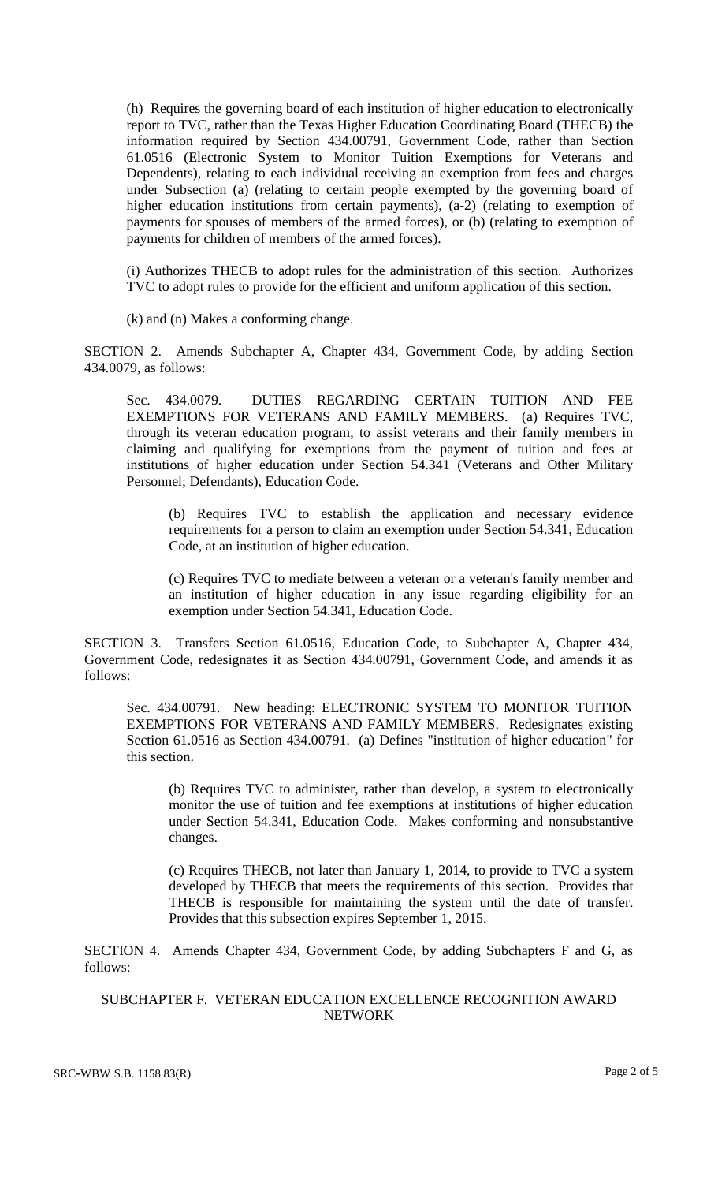(h) Requires the governing board of each institution of higher education to electronically report to TVC, rather than the Texas Higher Education Coordinating Board (THECB) the information required by Section 434.00791, Government Code, rather than Section 61.0516 (Electronic System to Monitor Tuition Exemptions for Veterans and Dependents), relating to each individual receiving an exemption from fees and charges under Subsection (a) (relating to certain people exempted by the governing board of higher education institutions from certain payments), (a-2) (relating to exemption of payments for spouses of members of the armed forces), or (b) (relating to exemption of payments for children of members of the armed forces).

(i) Authorizes THECB to adopt rules for the administration of this section. Authorizes TVC to adopt rules to provide for the efficient and uniform application of this section.

(k) and (n) Makes a conforming change.

SECTION 2. Amends Subchapter A, Chapter 434, Government Code, by adding Section 434.0079, as follows:

Sec. 434.0079. DUTIES REGARDING CERTAIN TUITION AND FEE EXEMPTIONS FOR VETERANS AND FAMILY MEMBERS. (a) Requires TVC, through its veteran education program, to assist veterans and their family members in claiming and qualifying for exemptions from the payment of tuition and fees at institutions of higher education under Section 54.341 (Veterans and Other Military Personnel; Defendants), Education Code.

(b) Requires TVC to establish the application and necessary evidence requirements for a person to claim an exemption under Section 54.341, Education Code, at an institution of higher education.

(c) Requires TVC to mediate between a veteran or a veteran's family member and an institution of higher education in any issue regarding eligibility for an exemption under Section 54.341, Education Code.

SECTION 3. Transfers Section 61.0516, Education Code, to Subchapter A, Chapter 434, Government Code, redesignates it as Section 434.00791, Government Code, and amends it as follows:

Sec. 434.00791. New heading: ELECTRONIC SYSTEM TO MONITOR TUITION EXEMPTIONS FOR VETERANS AND FAMILY MEMBERS. Redesignates existing Section 61.0516 as Section 434.00791. (a) Defines "institution of higher education" for this section.

(b) Requires TVC to administer, rather than develop, a system to electronically monitor the use of tuition and fee exemptions at institutions of higher education under Section 54.341, Education Code. Makes conforming and nonsubstantive changes.

(c) Requires THECB, not later than January 1, 2014, to provide to TVC a system developed by THECB that meets the requirements of this section. Provides that THECB is responsible for maintaining the system until the date of transfer. Provides that this subsection expires September 1, 2015.

SECTION 4. Amends Chapter 434, Government Code, by adding Subchapters F and G, as follows:

SUBCHAPTER F. VETERAN EDUCATION EXCELLENCE RECOGNITION AWARD NETWORK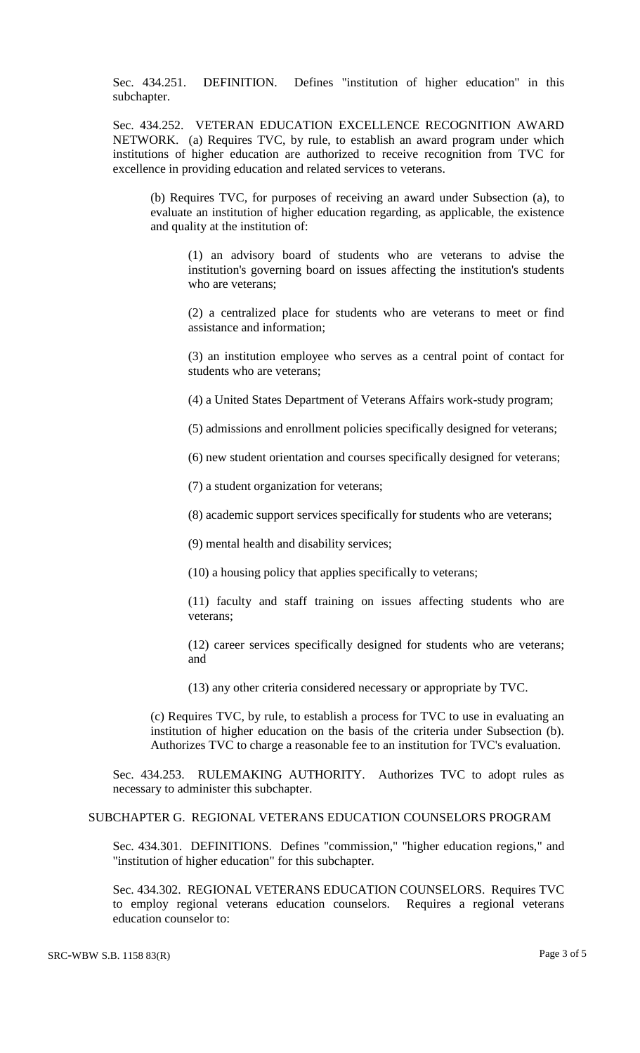Sec. 434.251. DEFINITION. Defines "institution of higher education" in this subchapter.

Sec. 434.252. VETERAN EDUCATION EXCELLENCE RECOGNITION AWARD NETWORK. (a) Requires TVC, by rule, to establish an award program under which institutions of higher education are authorized to receive recognition from TVC for excellence in providing education and related services to veterans.

(b) Requires TVC, for purposes of receiving an award under Subsection (a), to evaluate an institution of higher education regarding, as applicable, the existence and quality at the institution of:

(1) an advisory board of students who are veterans to advise the institution's governing board on issues affecting the institution's students who are veterans;

(2) a centralized place for students who are veterans to meet or find assistance and information;

(3) an institution employee who serves as a central point of contact for students who are veterans;

(4) a United States Department of Veterans Affairs work-study program;

(5) admissions and enrollment policies specifically designed for veterans;

(6) new student orientation and courses specifically designed for veterans;

(7) a student organization for veterans;

(8) academic support services specifically for students who are veterans;

(9) mental health and disability services;

(10) a housing policy that applies specifically to veterans;

(11) faculty and staff training on issues affecting students who are veterans;

(12) career services specifically designed for students who are veterans; and

(13) any other criteria considered necessary or appropriate by TVC.

(c) Requires TVC, by rule, to establish a process for TVC to use in evaluating an institution of higher education on the basis of the criteria under Subsection (b). Authorizes TVC to charge a reasonable fee to an institution for TVC's evaluation.

Sec. 434.253. RULEMAKING AUTHORITY. Authorizes TVC to adopt rules as necessary to administer this subchapter.

SUBCHAPTER G. REGIONAL VETERANS EDUCATION COUNSELORS PROGRAM

Sec. 434.301. DEFINITIONS. Defines "commission," "higher education regions," and "institution of higher education" for this subchapter.

Sec. 434.302. REGIONAL VETERANS EDUCATION COUNSELORS. Requires TVC to employ regional veterans education counselors. Requires a regional veterans education counselor to: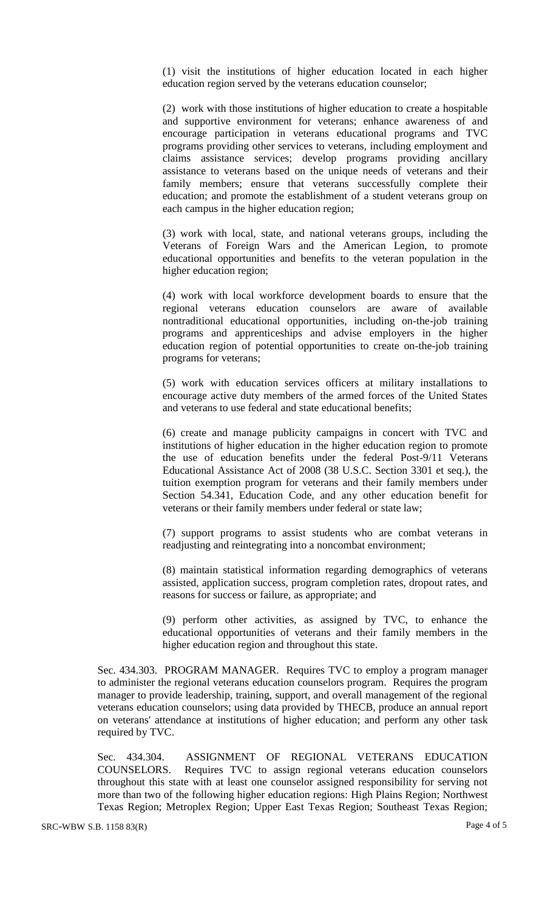(1) visit the institutions of higher education located in each higher education region served by the veterans education counselor;

(2) work with those institutions of higher education to create a hospitable and supportive environment for veterans; enhance awareness of and encourage participation in veterans educational programs and TVC programs providing other services to veterans, including employment and claims assistance services; develop programs providing ancillary assistance to veterans based on the unique needs of veterans and their family members; ensure that veterans successfully complete their education; and promote the establishment of a student veterans group on each campus in the higher education region;

(3) work with local, state, and national veterans groups, including the Veterans of Foreign Wars and the American Legion, to promote educational opportunities and benefits to the veteran population in the higher education region;

(4) work with local workforce development boards to ensure that the regional veterans education counselors are aware of available nontraditional educational opportunities, including on-the-job training programs and apprenticeships and advise employers in the higher education region of potential opportunities to create on-the-job training programs for veterans;

(5) work with education services officers at military installations to encourage active duty members of the armed forces of the United States and veterans to use federal and state educational benefits;

(6) create and manage publicity campaigns in concert with TVC and institutions of higher education in the higher education region to promote the use of education benefits under the federal Post-9/11 Veterans Educational Assistance Act of 2008 (38 U.S.C. Section 3301 et seq.), the tuition exemption program for veterans and their family members under Section 54.341, Education Code, and any other education benefit for veterans or their family members under federal or state law;

(7) support programs to assist students who are combat veterans in readjusting and reintegrating into a noncombat environment;

(8) maintain statistical information regarding demographics of veterans assisted, application success, program completion rates, dropout rates, and reasons for success or failure, as appropriate; and

(9) perform other activities, as assigned by TVC, to enhance the educational opportunities of veterans and their family members in the higher education region and throughout this state.

Sec. 434.303. PROGRAM MANAGER. Requires TVC to employ a program manager to administer the regional veterans education counselors program. Requires the program manager to provide leadership, training, support, and overall management of the regional veterans education counselors; using data provided by THECB, produce an annual report on veterans' attendance at institutions of higher education; and perform any other task required by TVC.

Sec. 434.304. ASSIGNMENT OF REGIONAL VETERANS EDUCATION COUNSELORS. Requires TVC to assign regional veterans education counselors throughout this state with at least one counselor assigned responsibility for serving not more than two of the following higher education regions: High Plains Region; Northwest Texas Region; Metroplex Region; Upper East Texas Region; Southeast Texas Region;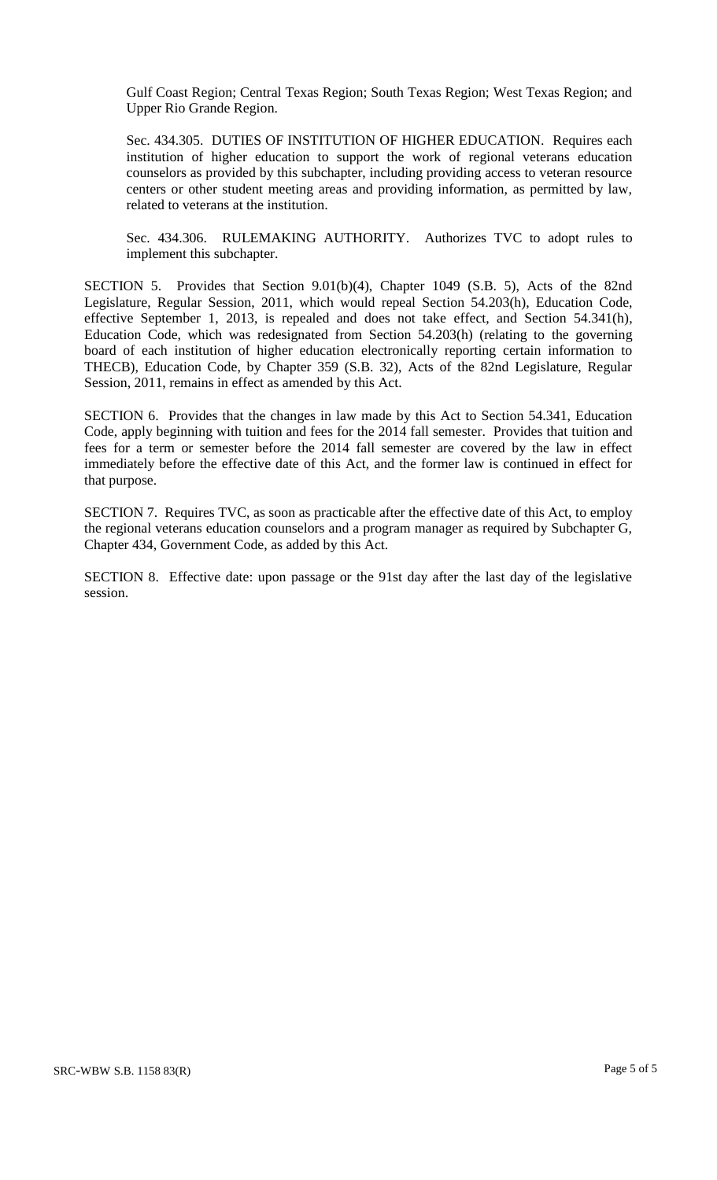Gulf Coast Region; Central Texas Region; South Texas Region; West Texas Region; and Upper Rio Grande Region.

Sec. 434.305. DUTIES OF INSTITUTION OF HIGHER EDUCATION. Requires each institution of higher education to support the work of regional veterans education counselors as provided by this subchapter, including providing access to veteran resource centers or other student meeting areas and providing information, as permitted by law, related to veterans at the institution.

Sec. 434.306. RULEMAKING AUTHORITY. Authorizes TVC to adopt rules to implement this subchapter.

SECTION 5. Provides that Section 9.01(b)(4), Chapter 1049 (S.B. 5), Acts of the 82nd Legislature, Regular Session, 2011, which would repeal Section 54.203(h), Education Code, effective September 1, 2013, is repealed and does not take effect, and Section 54.341(h), Education Code, which was redesignated from Section 54.203(h) (relating to the governing board of each institution of higher education electronically reporting certain information to THECB), Education Code, by Chapter 359 (S.B. 32), Acts of the 82nd Legislature, Regular Session, 2011, remains in effect as amended by this Act.

SECTION 6. Provides that the changes in law made by this Act to Section 54.341, Education Code, apply beginning with tuition and fees for the 2014 fall semester. Provides that tuition and fees for a term or semester before the 2014 fall semester are covered by the law in effect immediately before the effective date of this Act, and the former law is continued in effect for that purpose.

SECTION 7. Requires TVC, as soon as practicable after the effective date of this Act, to employ the regional veterans education counselors and a program manager as required by Subchapter G, Chapter 434, Government Code, as added by this Act.

SECTION 8. Effective date: upon passage or the 91st day after the last day of the legislative session.